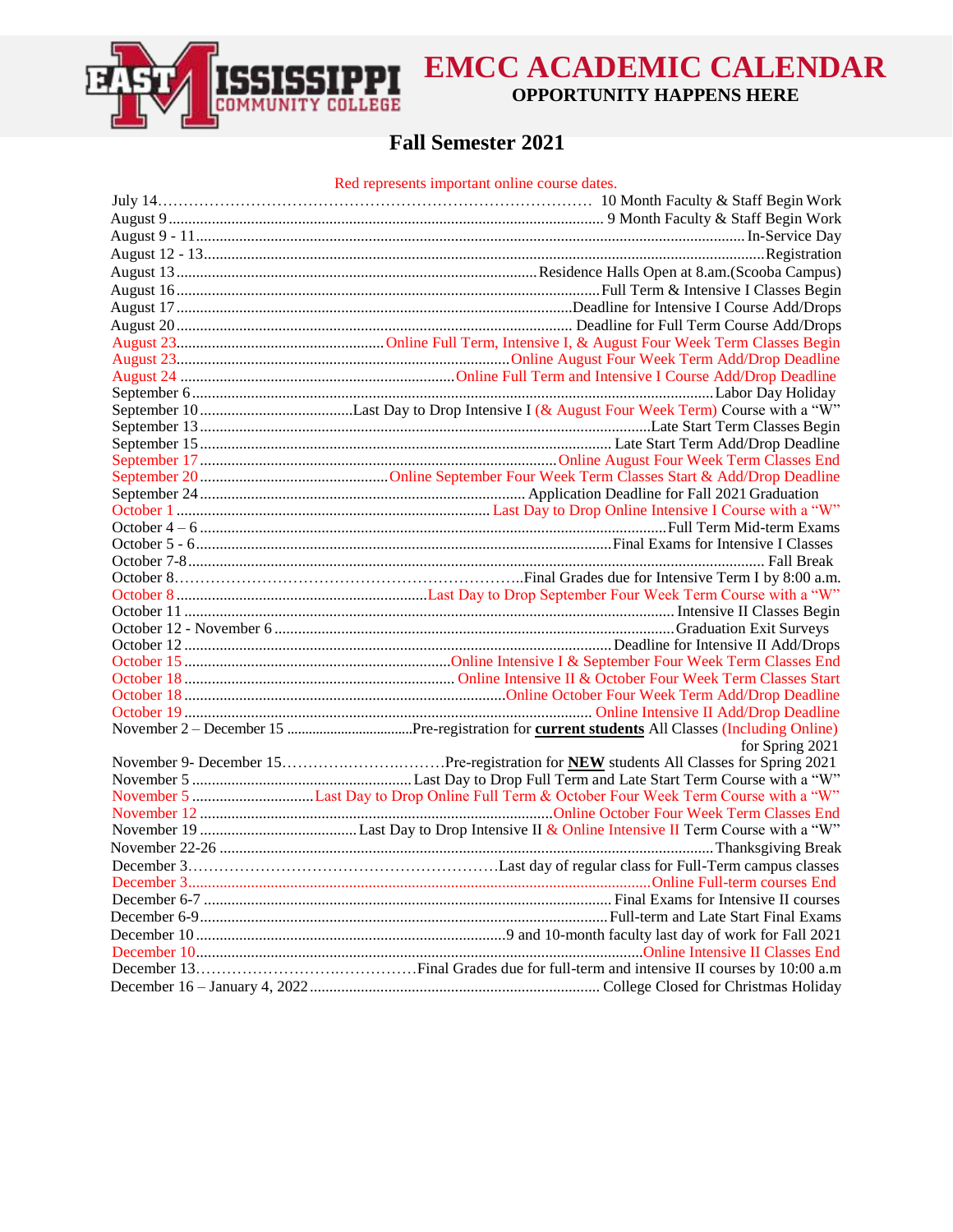# EMCC ACADEMIC CALENDAR

**OPPORTUNITY HAPPENS HERE**

## Fall Semester 2021

Red represents important online course dates.

| Date | Event |
|---|---|
| July 14 | 10 Month Faculty & Staff Begin Work |
| August 9 | 9 Month Faculty & Staff Begin Work |
| August 9 - 11 | In-Service Day |
| August 12 - 13 | Registration |
| August 13 | Residence Halls Open at 8.am.(Scooba Campus) |
| August 16 | Full Term & Intensive I Classes Begin |
| August 17 | Deadline for Intensive I Course Add/Drops |
| August 20 | Deadline for Full Term Course Add/Drops |
| August 23 | Online Full Term, Intensive I, & August Four Week Term Classes Begin |
| August 23 | Online August Four Week Term Add/Drop Deadline |
| August 24 | Online Full Term and Intensive I Course Add/Drop Deadline |
| September 6 | Labor Day Holiday |
| September 10 | Last Day to Drop Intensive I (& August Four Week Term) Course with a "W" |
| September 13 | Late Start Term Classes Begin |
| September 15 | Late Start Term Add/Drop Deadline |
| September 17 | Online August Four Week Term Classes End |
| September 20 | Online September Four Week Term Classes Start & Add/Drop Deadline |
| September 24 | Application Deadline for Fall 2021 Graduation |
| October 1 | Last Day to Drop Online Intensive I Course with a "W" |
| October 4 – 6 | Full Term Mid-term Exams |
| October 5 - 6 | Final Exams for Intensive I Classes |
| October 7-8 | Fall Break |
| October 8 | Final Grades due for Intensive Term I by 8:00 a.m. |
| October 8 | Last Day to Drop September Four Week Term Course with a "W" |
| October 11 | Intensive II Classes Begin |
| October 12 - November 6 | Graduation Exit Surveys |
| October 12 | Deadline for Intensive II Add/Drops |
| October 15 | Online Intensive I & September Four Week Term Classes End |
| October 18 | Online Intensive II & October Four Week Term Classes Start |
| October 18 | Online October Four Week Term Add/Drop Deadline |
| October 19 | Online Intensive II Add/Drop Deadline |
| November 2 – December 15 | Pre-registration for **current students** All Classes (Including Online) for Spring 2021 |
| November 9- December 15 | Pre-registration for **NEW** students All Classes for Spring 2021 |
| November 5 | Last Day to Drop Full Term and Late Start Term Course with a "W" |
| November 5 | Last Day to Drop Online Full Term & October Four Week Term Course with a "W" |
| November 12 | Online October Four Week Term Classes End |
| November 19 | Last Day to Drop Intensive II & Online Intensive II Term Course with a "W" |
| November 22-26 | Thanksgiving Break |
| December 3 | Last day of regular class for Full-Term campus classes |
| December 3 | Online Full-term courses End |
| December 6-7 | Final Exams for Intensive II courses |
| December 6-9 | Full-term and Late Start Final Exams |
| December 10 | 9 and 10-month faculty last day of work for Fall 2021 |
| December 10 | Online Intensive II Classes End |
| December 13 | Final Grades due for full-term and intensive II courses by 10:00 a.m |
| December 16 – January 4, 2022 | College Closed for Christmas Holiday |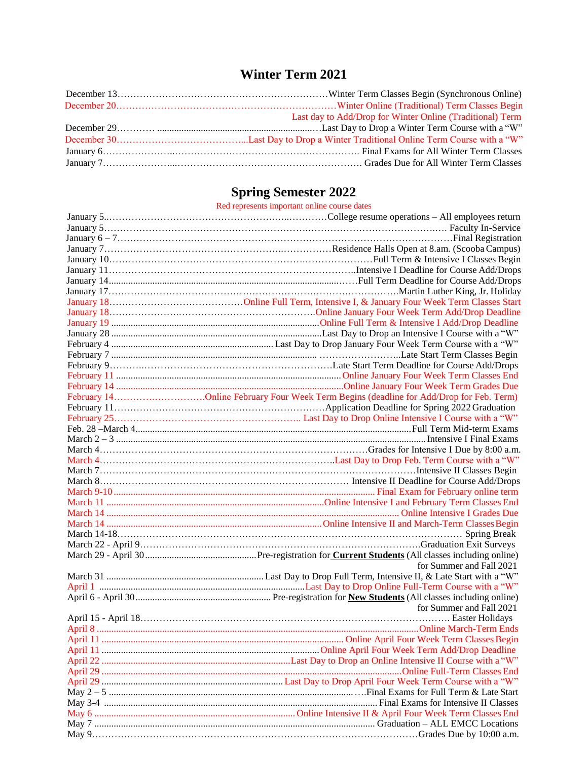## Winter Term 2021

| Date | Event |
|---|---|
| December 13 | Winter Term Classes Begin (Synchronous Online) |
| December 20 | Winter Online (Traditional) Term Classes Begin<br>Last day to Add/Drop for Winter Online (Traditional) Term |
| December 29 | Last Day to Drop a Winter Term Course with a "W" |
| December 30 | Last Day to Drop a Winter Traditional Online Term Course with a "W" |
| January 6 | Final Exams for All Winter Term Classes |
| January 7 | Grades Due for All Winter Term Classes |

## Spring Semester 2022

Red represents important online course dates

| Date | Event |
|---|---|
| January 5 | College resume operations – All employees return |
| January 5 | Faculty In-Service |
| January 6 – 7 | Final Registration |
| January 7 | Residence Halls Open at 8.am. (Scooba Campus) |
| January 10 | Full Term & Intensive I Classes Begin |
| January 11 | Intensive I Deadline for Course Add/Drops |
| January 14 | Full Term Deadline for Course Add/Drops |
| January 17 | Martin Luther King, Jr. Holiday |
| January 18 | Online Full Term, Intensive I, & January Four Week Term Classes Start |
| January 18 | Online January Four Week Term Add/Drop Deadline |
| January 19 | Online Full Term & Intensive I Add/Drop Deadline |
| January 28 | Last Day to Drop an Intensive I Course with a "W" |
| February 4 | Last Day to Drop January Four Week Term Course with a "W" |
| February 7 | Late Start Term Classes Begin |
| February 9 | Late Start Term Deadline for Course Add/Drops |
| February 11 | Online January Four Week Term Classes End |
| February 14 | Online January Four Week Term Grades Due |
| February 14 | Online February Four Week Term Begins (deadline for Add/Drop for Feb. Term) |
| February 11 | Application Deadline for Spring 2022 Graduation |
| February 25 | Last Day to Drop Online Intensive I Course with a "W" |
| Feb. 28 –March 4 | Full Term Mid-term Exams |
| March 2 – 3 | Intensive I Final Exams |
| March 4 | Grades for Intensive I Due by 8:00 a.m. |
| March 4 | Last Day to Drop Feb. Term Course with a "W" |
| March 7 | Intensive II Classes Begin |
| March 8 | Intensive II Deadline for Course Add/Drops |
| March 9-10 | Final Exam for February online term |
| March 11 | Online Intensive I and February Term Classes End |
| March 14 | Online Intensive I Grades Due |
| March 14 | Online Intensive II and March-Term Classes Begin |
| March 14-18 | Spring Break |
| March 22 - April 9 | Graduation Exit Surveys |
| March 29 - April 30 | Pre-registration for **Current Students** (All classes including online) for Summer and Fall 2021 |
| March 31 | Last Day to Drop Full Term, Intensive II, & Late Start with a "W" |
| April 1 | Last Day to Drop Online Full-Term Course with a "W" |
| April 6 - April 30 | Pre-registration for **New Students** (All classes including online) for Summer and Fall 2021 |
| April 15 - April 18 | Easter Holidays |
| April 8 | Online March-Term Ends |
| April 11 | Online April Four Week Term Classes Begin |
| April 11 | Online April Four Week Term Add/Drop Deadline |
| April 22 | Last Day to Drop an Online Intensive II Course with a "W" |
| April 29 | Online Full-Term Classes End |
| April 29 | Last Day to Drop April Four Week Term Course with a "W" |
| May 2 – 5 | Final Exams for Full Term & Late Start |
| May 3-4 | Final Exams for Intensive II Classes |
| May 6 | Online Intensive II & April Four Week Term Classes End |
| May 7 | Graduation – ALL EMCC Locations |
| May 9 | Grades Due by 10:00 a.m. |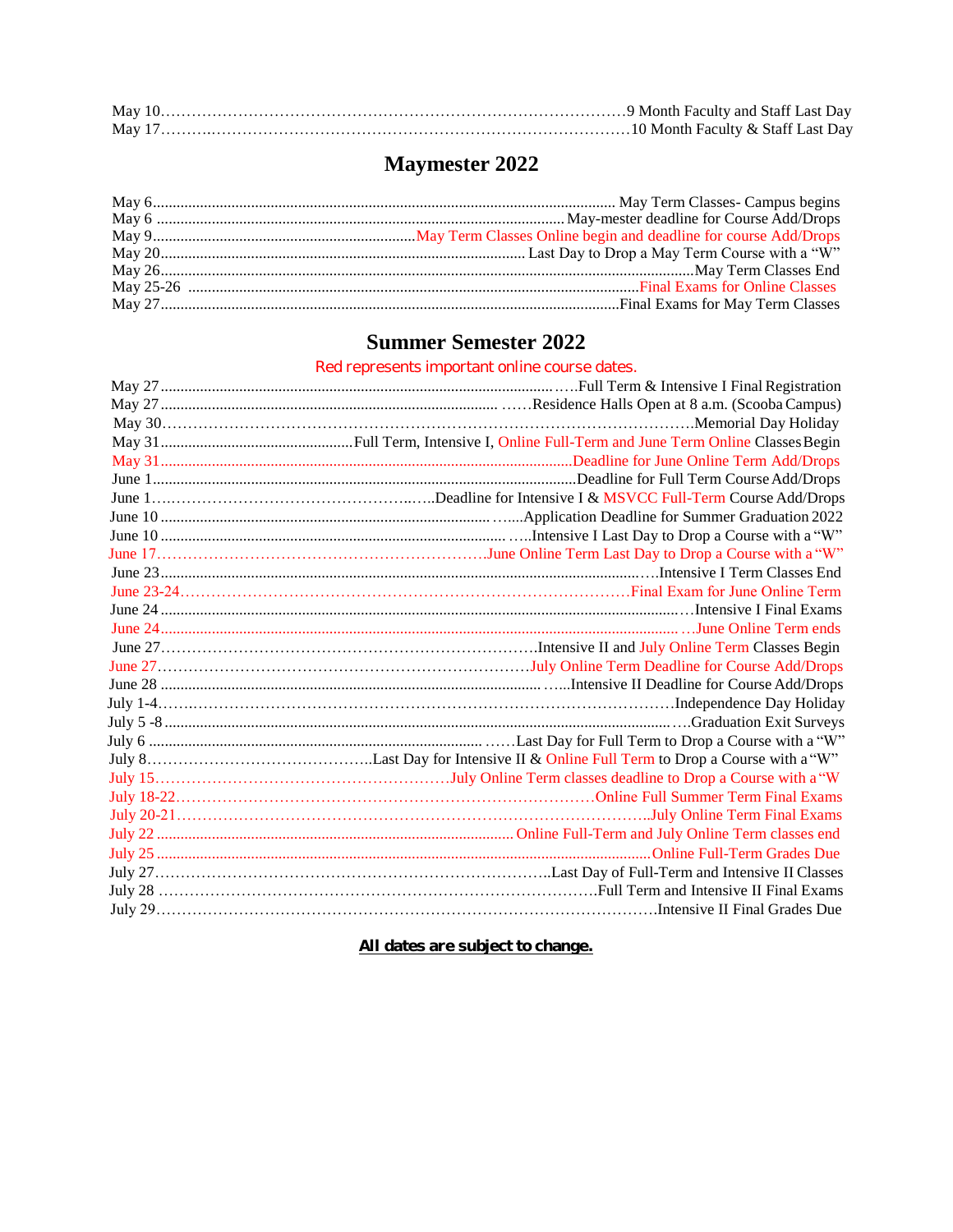May 10……………………………………………………………………………9 Month Faculty and Staff Last Day
May 17………………………………………………………………………………10 Month Faculty & Staff Last Day

## Maymester 2022

May 6..................................................................................................... May Term Classes- Campus begins
May 6 ....................................................................................................May-mester deadline for Course Add/Drops
May 9...................................................................May Term Classes Online begin and deadline for course Add/Drops
May 20............................................................................................ Last Day to Drop a May Term Course with a "W"
May 26.......................................................................................................................May Term Classes End
May 25-26 ..................................................................................................................Final Exams for Online Classes
May 27.....................................................................................................................Final Exams for May Term Classes

## Summer Semester 2022

Red represents important online course dates.

May 27....................................................................................................……Full Term & Intensive I Final Registration
May 27..................................................................................... ……Residence Halls Open at 8 a.m. (Scooba Campus)
May 30……………………………………………………………………………………………Memorial Day Holiday
May 31.................................................Full Term, Intensive I, Online Full-Term and June Term Online Classes Begin
May 31.........................................................................................................Deadline for June Online Term Add/Drops
June 1..........................................................................................................Deadline for Full Term Course Add/Drops
June 1………………………………………..…...Deadline for Intensive I & MSVCC Full-Term Course Add/Drops
June 10 .................................................................................... …....Application Deadline for Summer Graduation 2022
June 10 ...................................................................................... …..Intensive I Last Day to Drop a Course with a "W"
June 17………………………………………………………June Online Term Last Day to Drop a Course with a "W"
June 23..............................................................................................................….Intensive I Term Classes End
June 23-24…………………………………………………………………………Final Exam for June Online Term
June 24 ........................................................................................................................…Intensive I Final Exams
June 24.................................................................................................................... …June Online Term ends
June 27……………………………………………………………………Intensive II and July Online Term Classes Begin
June 27……………………………………………………………………July Online Term Deadline for Course Add/Drops
June 28 ................................................................................... …...Intensive II Deadline for Course Add/Drops
July 1-4…………………………………………………………………………………………Independence Day Holiday
July 5 -8 ...........................................................................................................................….Graduation Exit Surveys
July 6 ..................................................................................... ……Last Day for Full Term to Drop a Course with a "W"
July 8……………………………………..Last Day for Intensive II & Online Full Term to Drop a Course with a "W"
July 15…………………………………………………July Online Term classes deadline to Drop a Course with a "W
July 18-22………………………………………………………………………Online Full Summer Term Final Exams
July 20-21……………………………………………………………………………..July Online Term Final Exams
July 22 .......................................................................................... Online Full-Term and July Online Term classes end
July 25 .........................................................................................................................Online Full-Term Grades Due
July 27…………………………………………………………………..Last Day of Full-Term and Intensive II Classes
July 28 …………………………………………………………………………Full Term and Intensive II Final Exams
July 29……………………………………………………………………………………Intensive II Final Grades Due

**All dates are subject to change.**